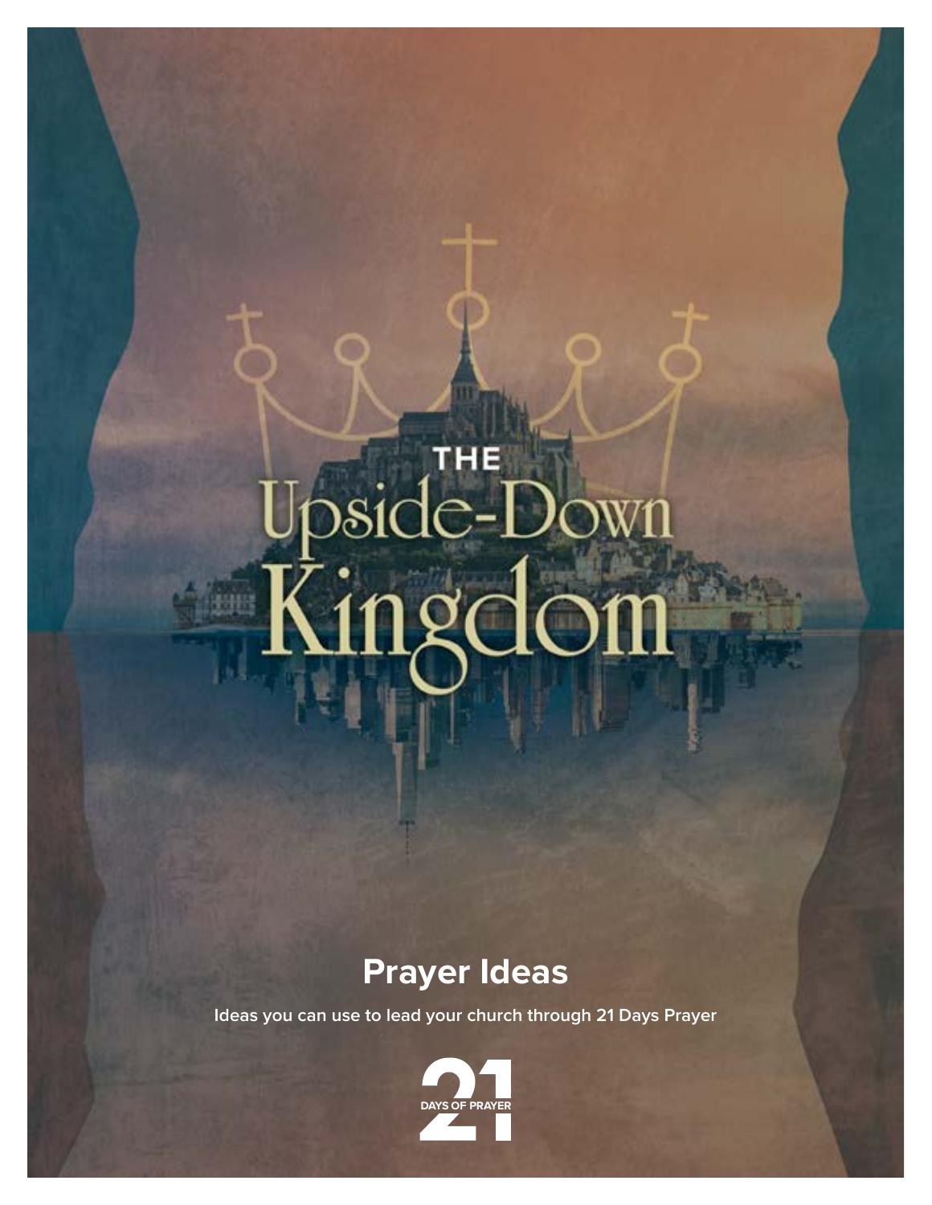# THE Upside-Down Kingdom

## Prayer Ideas

Ideas you can use to lead your church through 21 Days Prayer

21 DAYS OF PRAYER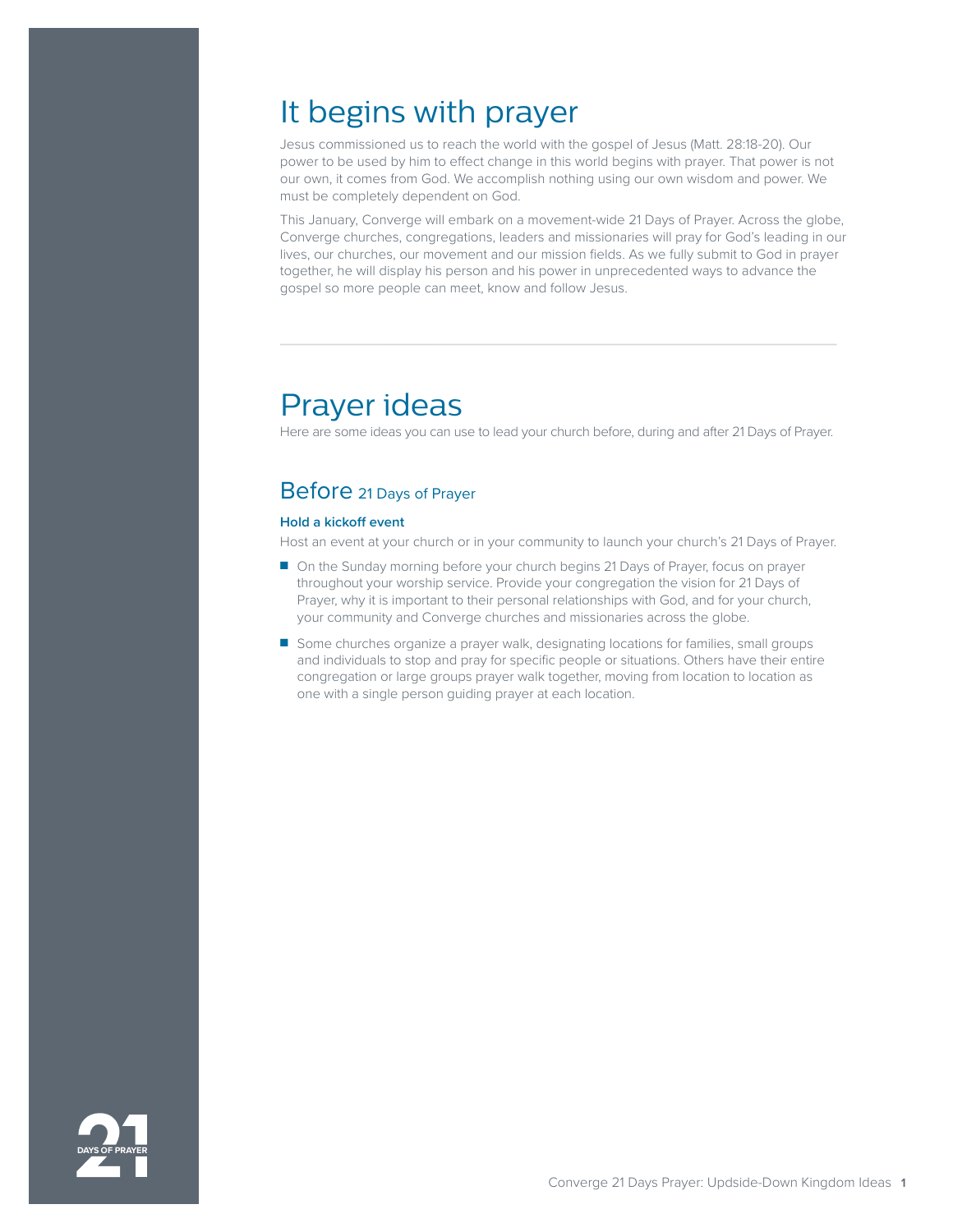# It begins with prayer

Jesus commissioned us to reach the world with the gospel of Jesus (Matt. 28:18-20). Our power to be used by him to effect change in this world begins with prayer. That power is not our own, it comes from God. We accomplish nothing using our own wisdom and power. We must be completely dependent on God.

This January, Converge will embark on a movement-wide 21 Days of Prayer. Across the globe, Converge churches, congregations, leaders and missionaries will pray for God's leading in our lives, our churches, our movement and our mission fields. As we fully submit to God in prayer together, he will display his person and his power in unprecedented ways to advance the gospel so more people can meet, know and follow Jesus.

---

# Prayer ideas

Here are some ideas you can use to lead your church before, during and after 21 Days of Prayer.

## Before 21 Days of Prayer

**Hold a kickoff event**

Host an event at your church or in your community to launch your church's 21 Days of Prayer.

- On the Sunday morning before your church begins 21 Days of Prayer, focus on prayer throughout your worship service. Provide your congregation the vision for 21 Days of Prayer, why it is important to their personal relationships with God, and for your church, your community and Converge churches and missionaries across the globe.
- Some churches organize a prayer walk, designating locations for families, small groups and individuals to stop and pray for specific people or situations. Others have their entire congregation or large groups prayer walk together, moving from location to location as one with a single person guiding prayer at each location.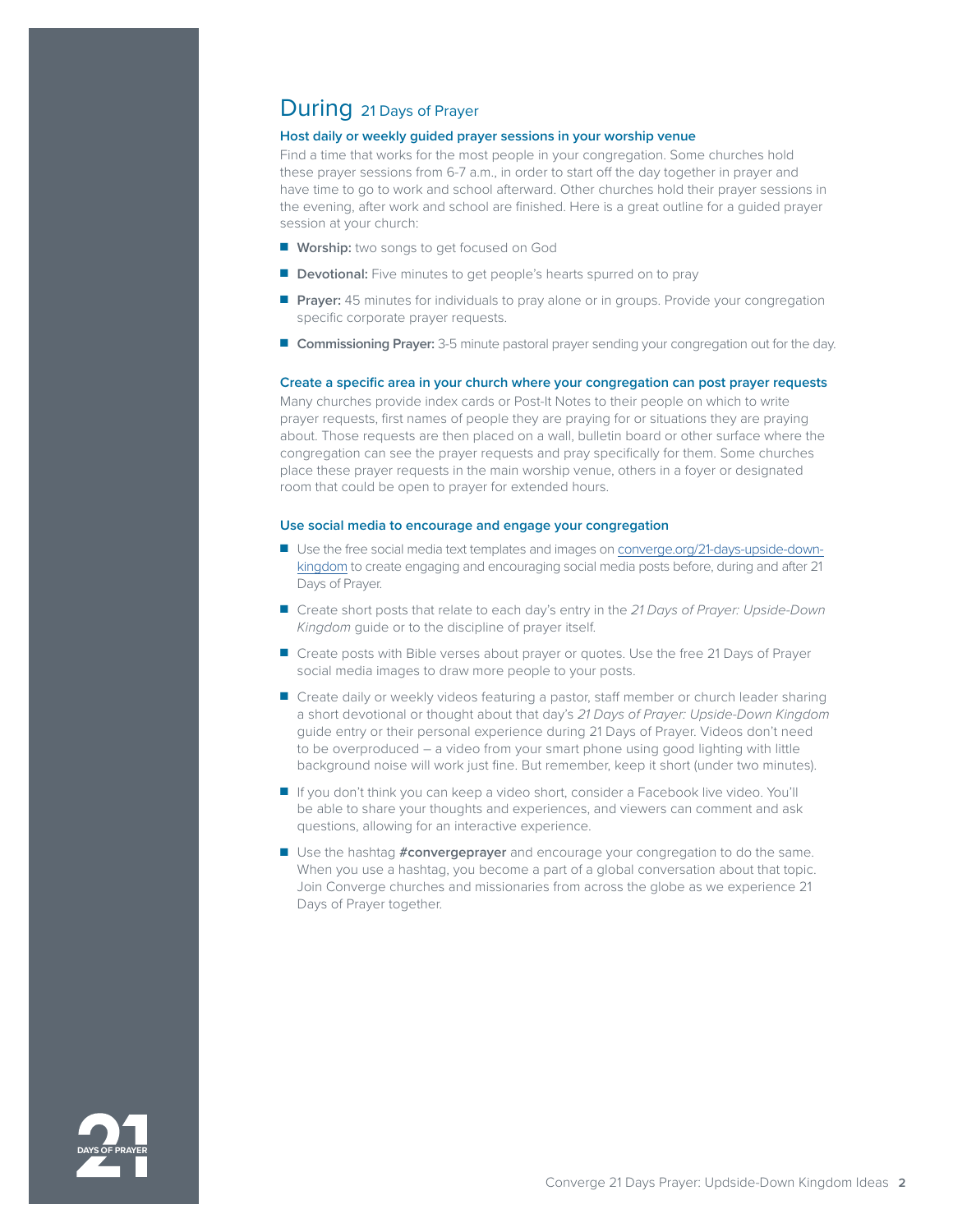## During 21 Days of Prayer

### Host daily or weekly guided prayer sessions in your worship venue

Find a time that works for the most people in your congregation. Some churches hold these prayer sessions from 6-7 a.m., in order to start off the day together in prayer and have time to go to work and school afterward. Other churches hold their prayer sessions in the evening, after work and school are finished. Here is a great outline for a guided prayer session at your church:

- **Worship:** two songs to get focused on God
- **Devotional:** Five minutes to get people's hearts spurred on to pray
- **Prayer:** 45 minutes for individuals to pray alone or in groups. Provide your congregation specific corporate prayer requests.
- **Commissioning Prayer:** 3-5 minute pastoral prayer sending your congregation out for the day.

### Create a specific area in your church where your congregation can post prayer requests

Many churches provide index cards or Post-It Notes to their people on which to write prayer requests, first names of people they are praying for or situations they are praying about. Those requests are then placed on a wall, bulletin board or other surface where the congregation can see the prayer requests and pray specifically for them. Some churches place these prayer requests in the main worship venue, others in a foyer or designated room that could be open to prayer for extended hours.

### Use social media to encourage and engage your congregation

- Use the free social media text templates and images on converge.org/21-days-upside-down-kingdom to create engaging and encouraging social media posts before, during and after 21 Days of Prayer.
- Create short posts that relate to each day's entry in the *21 Days of Prayer: Upside-Down Kingdom* guide or to the discipline of prayer itself.
- Create posts with Bible verses about prayer or quotes. Use the free 21 Days of Prayer social media images to draw more people to your posts.
- Create daily or weekly videos featuring a pastor, staff member or church leader sharing a short devotional or thought about that day's *21 Days of Prayer: Upside-Down Kingdom* guide entry or their personal experience during 21 Days of Prayer. Videos don't need to be overproduced – a video from your smart phone using good lighting with little background noise will work just fine. But remember, keep it short (under two minutes).
- If you don't think you can keep a video short, consider a Facebook live video. You'll be able to share your thoughts and experiences, and viewers can comment and ask questions, allowing for an interactive experience.
- Use the hashtag **#convergeprayer** and encourage your congregation to do the same. When you use a hashtag, you become a part of a global conversation about that topic. Join Converge churches and missionaries from across the globe as we experience 21 Days of Prayer together.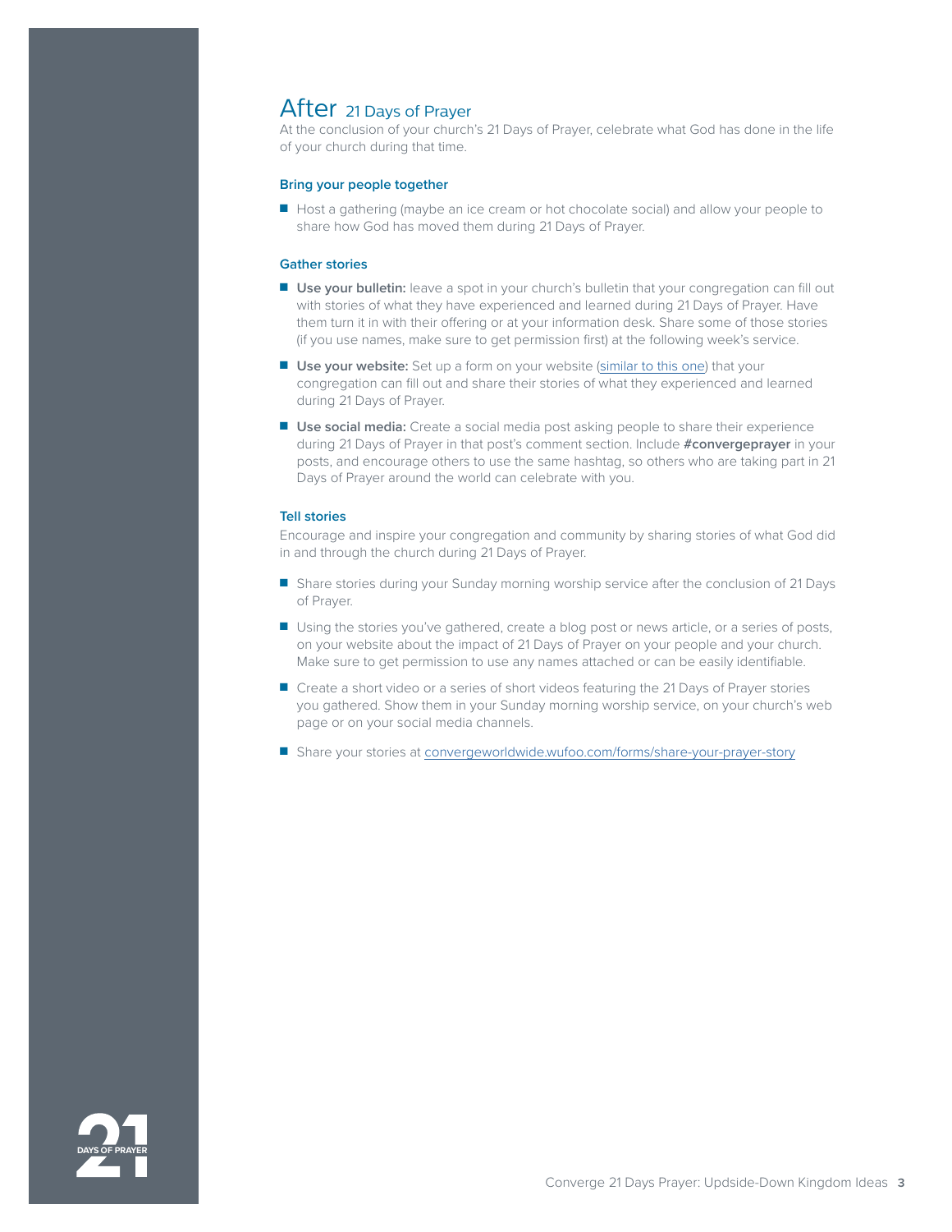# After 21 Days of Prayer

At the conclusion of your church's 21 Days of Prayer, celebrate what God has done in the life of your church during that time.

### Bring your people together

- Host a gathering (maybe an ice cream or hot chocolate social) and allow your people to share how God has moved them during 21 Days of Prayer.

### Gather stories

- **Use your bulletin:** leave a spot in your church's bulletin that your congregation can fill out with stories of what they have experienced and learned during 21 Days of Prayer. Have them turn it in with their offering or at your information desk. Share some of those stories (if you use names, make sure to get permission first) at the following week's service.
- **Use your website:** Set up a form on your website (similar to this one) that your congregation can fill out and share their stories of what they experienced and learned during 21 Days of Prayer.
- **Use social media:** Create a social media post asking people to share their experience during 21 Days of Prayer in that post's comment section. Include **#convergeprayer** in your posts, and encourage others to use the same hashtag, so others who are taking part in 21 Days of Prayer around the world can celebrate with you.

### Tell stories

Encourage and inspire your congregation and community by sharing stories of what God did in and through the church during 21 Days of Prayer.

- Share stories during your Sunday morning worship service after the conclusion of 21 Days of Prayer.
- Using the stories you've gathered, create a blog post or news article, or a series of posts, on your website about the impact of 21 Days of Prayer on your people and your church. Make sure to get permission to use any names attached or can be easily identifiable.
- Create a short video or a series of short videos featuring the 21 Days of Prayer stories you gathered. Show them in your Sunday morning worship service, on your church's web page or on your social media channels.
- Share your stories at convergeworldwide.wufoo.com/forms/share-your-prayer-story